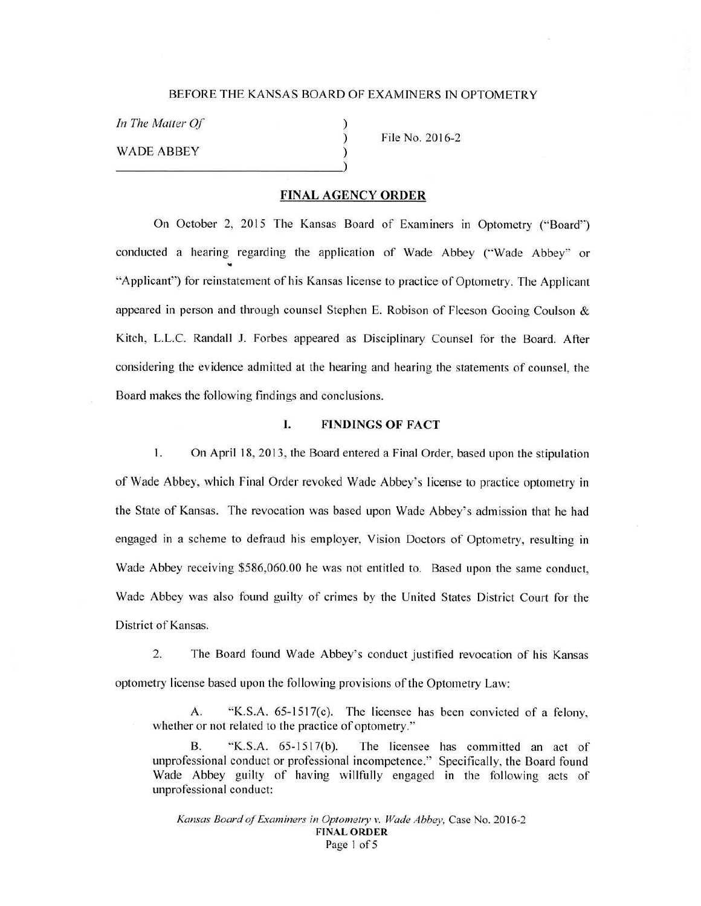BEFORE THE KANSAS BOARD OF EXAMINERS IN OPTOMETRY

*In The Matter Of*

WADE ABBEY

File No. 2016-2

## FINAL AGENCY ORDER

On October 2, 2015 The Kansas Board of Examiners in Optometry ("Board") conducted a hearing regarding the application of Wade Abbey ("Wade Abbey" or "Applicant") for reinstatement of his Kansas license to practice of Optometry. The Applicant appeared in person and through counsel Stephen E. Robison of Fleeson Gooing Coulson & Kitch, L.L.C. Randall J. Forbes appeared as Disciplinary Counsel for the Board. After considering the evidence admitted at the hearing and hearing the statements of counsel, the Board makes the following findings and conclusions.

### I. FINDINGS OF FACT

1. On April 18, 2013, the Board entered a Final Order, based upon the stipulation of Wade Abbey, which Final Order revoked Wade Abbey's license to practice optometry in the State of Kansas. The revocation was based upon Wade Abbey's admission that he had engaged in a scheme to defraud his employer, Vision Doctors of Optometry, resulting in Wade Abbey receiving $586,060.00 he was not entitled to. Based upon the same conduct, Wade Abbey was also found guilty of crimes by the United States District Court for the District of Kansas.

2. The Board found Wade Abbey's conduct justified revocation of his Kansas optometry license based upon the following provisions of the Optometry Law:

   A. "K.S.A. 65-1517(c). The licensee has been convicted of a felony, whether or not related to the practice of optometry."

   B. "K.S.A. 65-1517(b). The licensee has committed an act of unprofessional conduct or professional incompetence." Specifically, the Board found Wade Abbey guilty of having willfully engaged in the following acts of unprofessional conduct: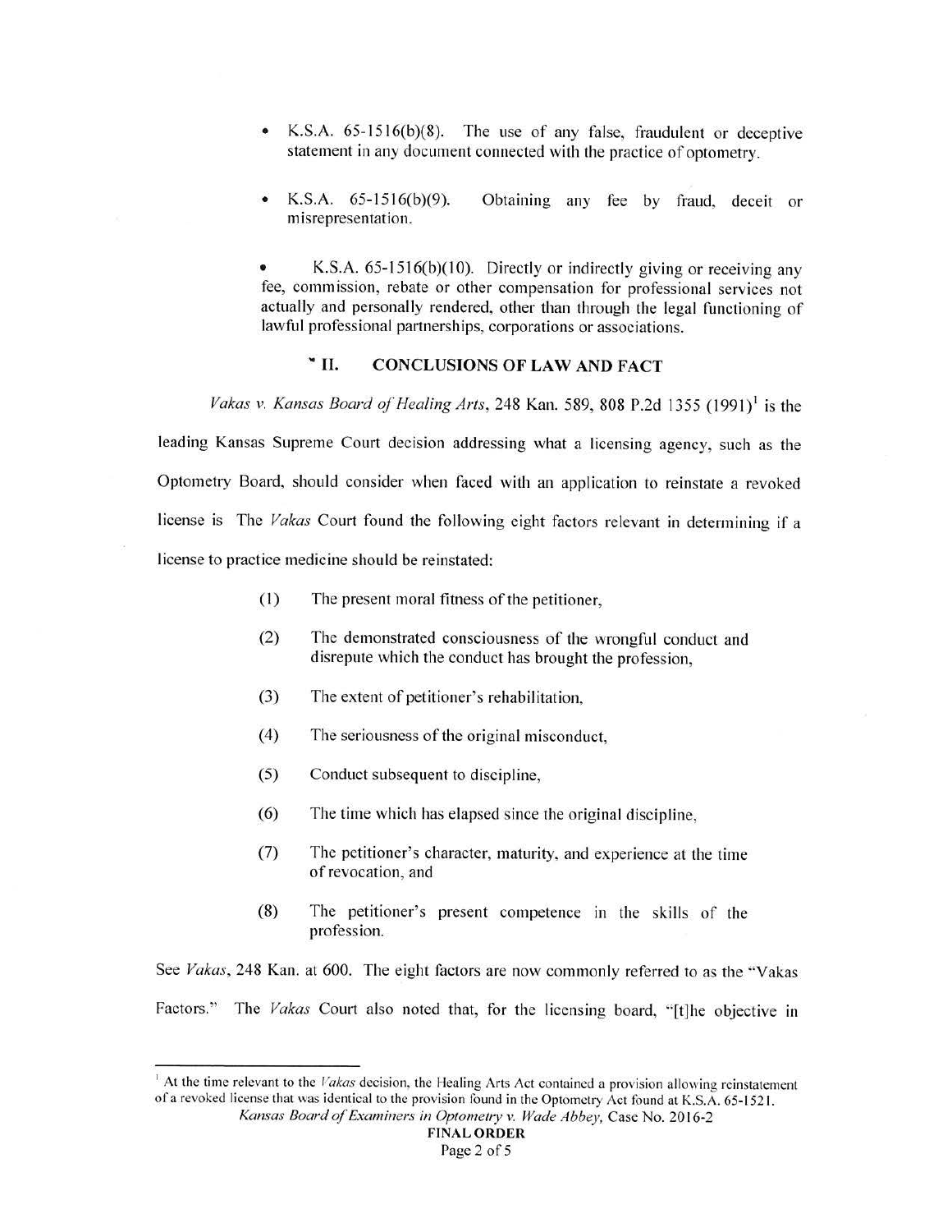- K.S.A. 65-1516(b)(8). The use of any false, fraudulent or deceptive statement in any document connected with the practice of optometry.

- K.S.A. 65-1516(b)(9). Obtaining any fee by fraud, deceit or misrepresentation.

- K.S.A. 65-1516(b)(10). Directly or indirectly giving or receiving any fee, commission, rebate or other compensation for professional services not actually and personally rendered, other than through the legal functioning of lawful professional partnerships, corporations or associations.

## II. CONCLUSIONS OF LAW AND FACT

*Vakas v. Kansas Board of Healing Arts*, 248 Kan. 589, 808 P.2d 1355 (1991)[1] is the leading Kansas Supreme Court decision addressing what a licensing agency, such as the Optometry Board, should consider when faced with an application to reinstate a revoked license is The *Vakas* Court found the following eight factors relevant in determining if a license to practice medicine should be reinstated:

(1) The present moral fitness of the petitioner,

(2) The demonstrated consciousness of the wrongful conduct and disrepute which the conduct has brought the profession,

(3) The extent of petitioner's rehabilitation,

(4) The seriousness of the original misconduct,

(5) Conduct subsequent to discipline,

(6) The time which has elapsed since the original discipline,

(7) The petitioner's character, maturity, and experience at the time of revocation, and

(8) The petitioner's present competence in the skills of the profession.

See *Vakas*, 248 Kan. at 600. The eight factors are now commonly referred to as the "Vakas Factors." The *Vakas* Court also noted that, for the licensing board, "[t]he objective in

---

[1] At the time relevant to the *Vakas* decision, the Healing Arts Act contained a provision allowing reinstatement of a revoked license that was identical to the provision found in the Optometry Act found at K.S.A. 65-1521.

*Kansas Board of Examiners in Optometry v. Wade Abbey*, Case No. 2016-2
**FINAL ORDER**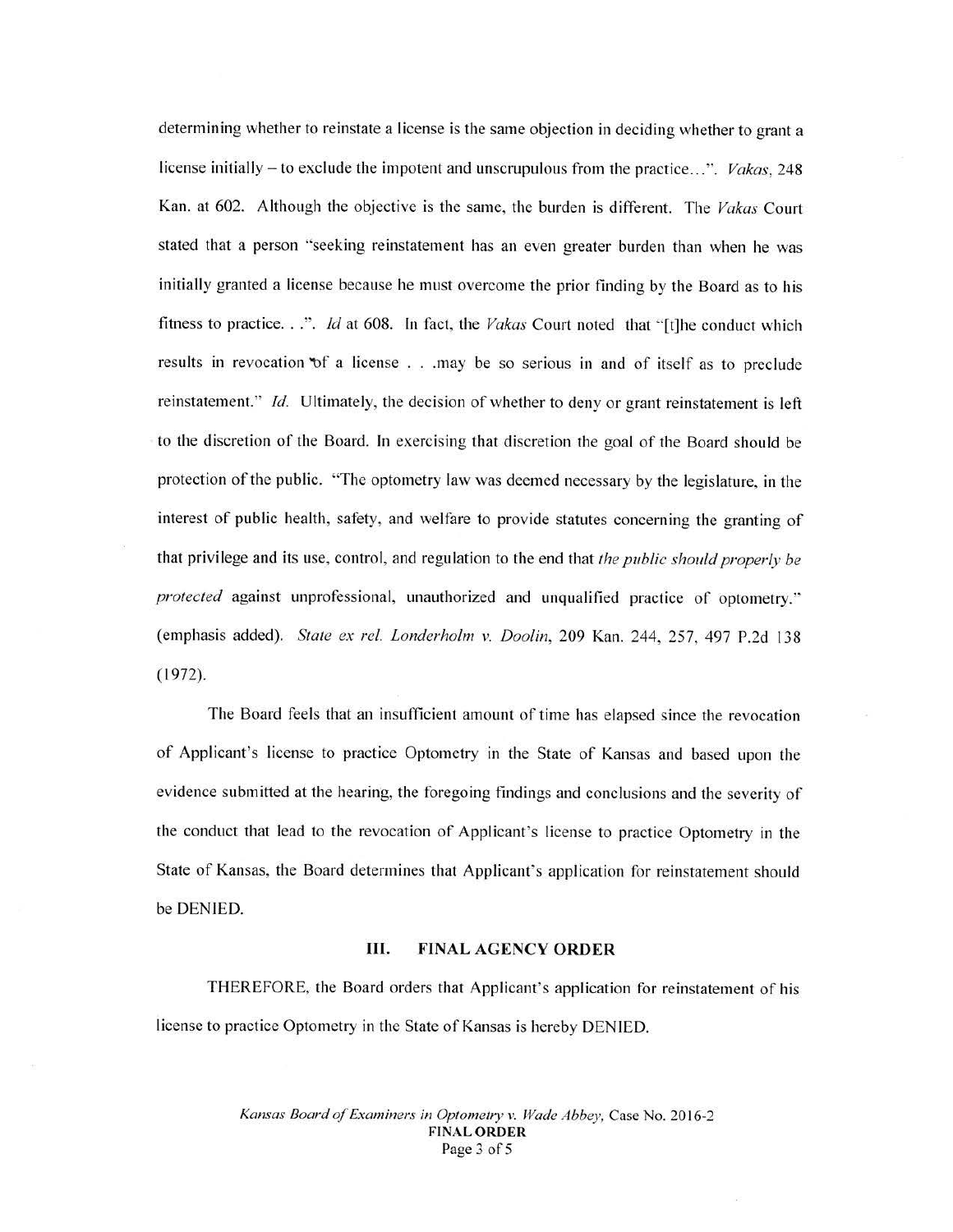determining whether to reinstate a license is the same objection in deciding whether to grant a license initially – to exclude the impotent and unscrupulous from the practice…". *Vakas*, 248 Kan. at 602. Although the objective is the same, the burden is different. The *Vakas* Court stated that a person "seeking reinstatement has an even greater burden than when he was initially granted a license because he must overcome the prior finding by the Board as to his fitness to practice. . .". *Id* at 608. In fact, the *Vakas* Court noted that "[t]he conduct which results in revocation of a license . . .may be so serious in and of itself as to preclude reinstatement." *Id.* Ultimately, the decision of whether to deny or grant reinstatement is left to the discretion of the Board. In exercising that discretion the goal of the Board should be protection of the public. "The optometry law was deemed necessary by the legislature, in the interest of public health, safety, and welfare to provide statutes concerning the granting of that privilege and its use, control, and regulation to the end that *the public should properly be protected* against unprofessional, unauthorized and unqualified practice of optometry." (emphasis added). *State ex rel. Londerholm v. Doolin*, 209 Kan. 244, 257, 497 P.2d 138 (1972).

The Board feels that an insufficient amount of time has elapsed since the revocation of Applicant's license to practice Optometry in the State of Kansas and based upon the evidence submitted at the hearing, the foregoing findings and conclusions and the severity of the conduct that lead to the revocation of Applicant's license to practice Optometry in the State of Kansas, the Board determines that Applicant's application for reinstatement should be DENIED.

## III. FINAL AGENCY ORDER

THEREFORE, the Board orders that Applicant's application for reinstatement of his license to practice Optometry in the State of Kansas is hereby DENIED.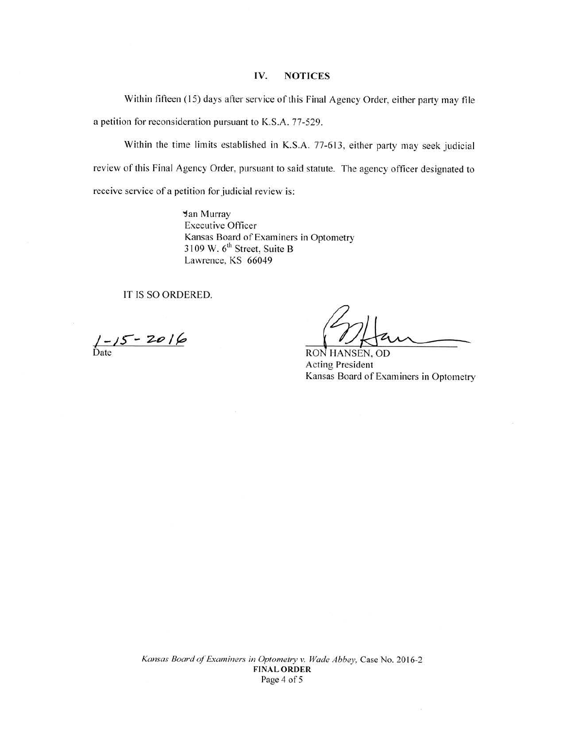## IV. NOTICES

Within fifteen (15) days after service of this Final Agency Order, either party may file a petition for reconsideration pursuant to K.S.A. 77-529.

Within the time limits established in K.S.A. 77-613, either party may seek judicial review of this Final Agency Order, pursuant to said statute. The agency officer designated to receive service of a petition for judicial review is:

> Jan Murray
> Executive Officer
> Kansas Board of Examiners in Optometry
> 3109 W. 6th Street, Suite B
> Lawrence, KS 66049

IT IS SO ORDERED.

1-15-2016
Date

RON HANSEN, OD
Acting President
Kansas Board of Examiners in Optometry

*Kansas Board of Examiners in Optometry v. Wade Abbey*, Case No. 2016-2
**FINAL ORDER**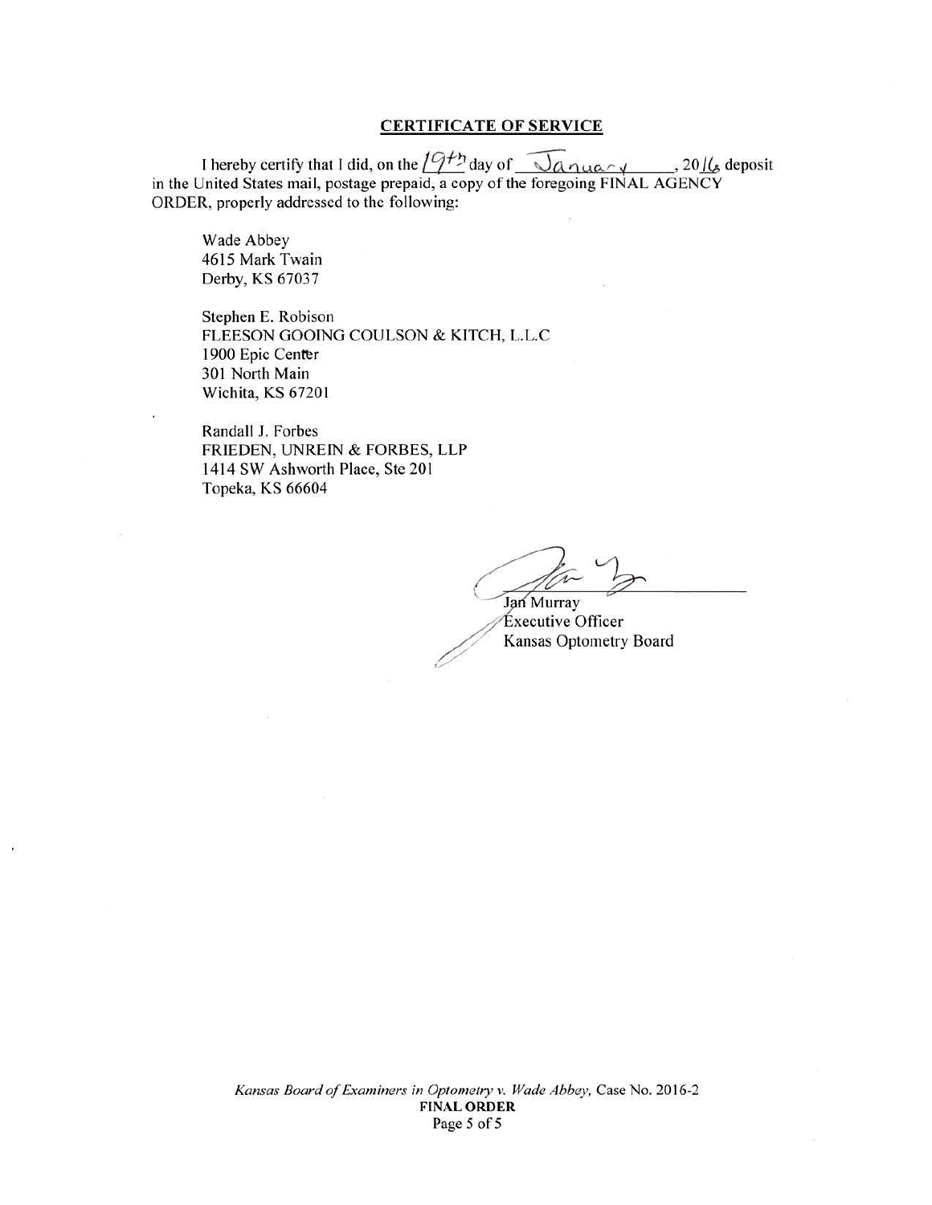## CERTIFICATE OF SERVICE

I hereby certify that I did, on the 19th day of January, 2016 deposit in the United States mail, postage prepaid, a copy of the foregoing FINAL AGENCY ORDER, properly addressed to the following:

Wade Abbey
4615 Mark Twain
Derby, KS 67037

Stephen E. Robison
FLEESON GOOING COULSON & KITCH, L.L.C
1900 Epic Center
301 North Main
Wichita, KS 67201

Randall J. Forbes
FRIEDEN, UNREIN & FORBES, LLP
1414 SW Ashworth Place, Ste 201
Topeka, KS 66604

Jan Murray
Executive Officer
Kansas Optometry Board

*Kansas Board of Examiners in Optometry v. Wade Abbey*, Case No. 2016-2
**FINAL ORDER**